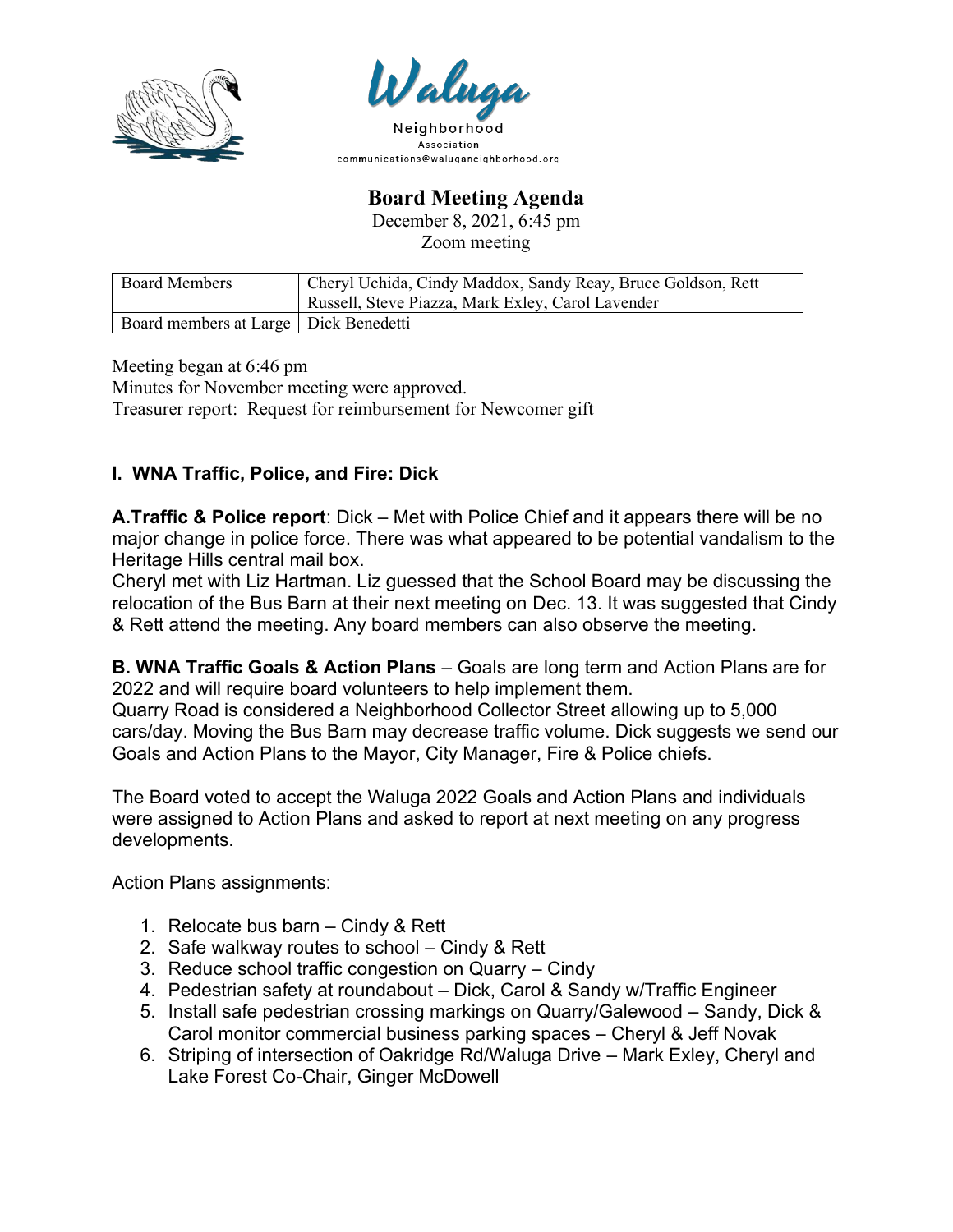Waluga

Neighborhood

Association

communications@waluganeighborhood.org

# Board Meeting Agenda

December 8, 2021, 6:45 pm

Zoom meeting

| Board Members | Cheryl Uchida, Cindy Maddox, Sandy Reay, Bruce Goldson, Rett Russell, Steve Piazza, Mark Exley, Carol Lavender |
|---|---|
| Board members at Large | Dick Benedetti |

Meeting began at 6:46 pm

Minutes for November meeting were approved.

Treasurer report: Request for reimbursement for Newcomer gift

## I. WNA Traffic, Police, and Fire: Dick

**A.Traffic & Police report**: Dick – Met with Police Chief and it appears there will be no major change in police force. There was what appeared to be potential vandalism to the Heritage Hills central mail box.

Cheryl met with Liz Hartman. Liz guessed that the School Board may be discussing the relocation of the Bus Barn at their next meeting on Dec. 13. It was suggested that Cindy & Rett attend the meeting. Any board members can also observe the meeting.

**B. WNA Traffic Goals & Action Plans** – Goals are long term and Action Plans are for 2022 and will require board volunteers to help implement them.

Quarry Road is considered a Neighborhood Collector Street allowing up to 5,000 cars/day. Moving the Bus Barn may decrease traffic volume. Dick suggests we send our Goals and Action Plans to the Mayor, City Manager, Fire & Police chiefs.

The Board voted to accept the Waluga 2022 Goals and Action Plans and individuals were assigned to Action Plans and asked to report at next meeting on any progress developments.

Action Plans assignments:

1. Relocate bus barn – Cindy & Rett
2. Safe walkway routes to school – Cindy & Rett
3. Reduce school traffic congestion on Quarry – Cindy
4. Pedestrian safety at roundabout – Dick, Carol & Sandy w/Traffic Engineer
5. Install safe pedestrian crossing markings on Quarry/Galewood – Sandy, Dick & Carol monitor commercial business parking spaces – Cheryl & Jeff Novak
6. Striping of intersection of Oakridge Rd/Waluga Drive – Mark Exley, Cheryl and Lake Forest Co-Chair, Ginger McDowell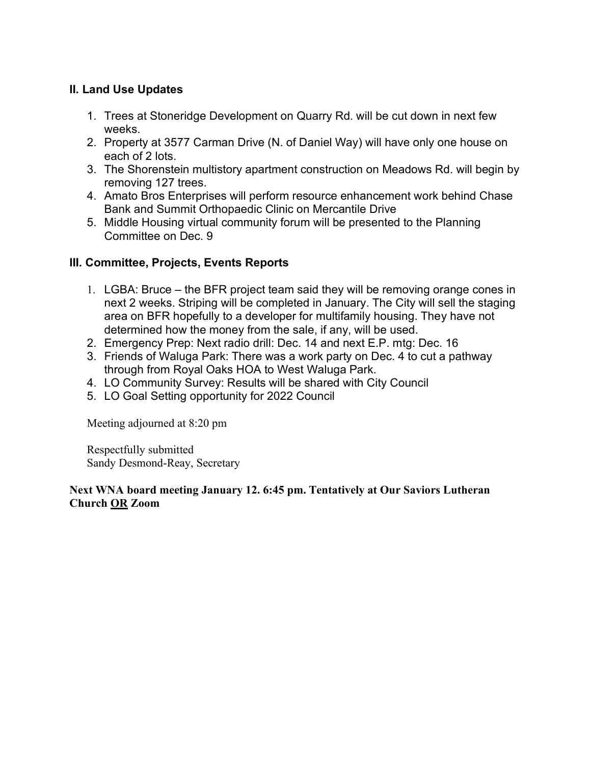## II. Land Use Updates

1. Trees at Stoneridge Development on Quarry Rd. will be cut down in next few weeks.
2. Property at 3577 Carman Drive (N. of Daniel Way) will have only one house on each of 2 lots.
3. The Shorenstein multistory apartment construction on Meadows Rd. will begin by removing 127 trees.
4. Amato Bros Enterprises will perform resource enhancement work behind Chase Bank and Summit Orthopaedic Clinic on Mercantile Drive
5. Middle Housing virtual community forum will be presented to the Planning Committee on Dec. 9

## III. Committee, Projects, Events Reports

1. LGBA: Bruce – the BFR project team said they will be removing orange cones in next 2 weeks. Striping will be completed in January. The City will sell the staging area on BFR hopefully to a developer for multifamily housing. They have not determined how the money from the sale, if any, will be used.
2. Emergency Prep: Next radio drill: Dec. 14 and next E.P. mtg: Dec. 16
3. Friends of Waluga Park: There was a work party on Dec. 4 to cut a pathway through from Royal Oaks HOA to West Waluga Park.
4. LO Community Survey: Results will be shared with City Council
5. LO Goal Setting opportunity for 2022 Council

Meeting adjourned at 8:20 pm

Respectfully submitted
Sandy Desmond-Reay, Secretary

**Next WNA board meeting January 12. 6:45 pm. Tentatively at Our Saviors Lutheran Church <u>OR</u> Zoom**